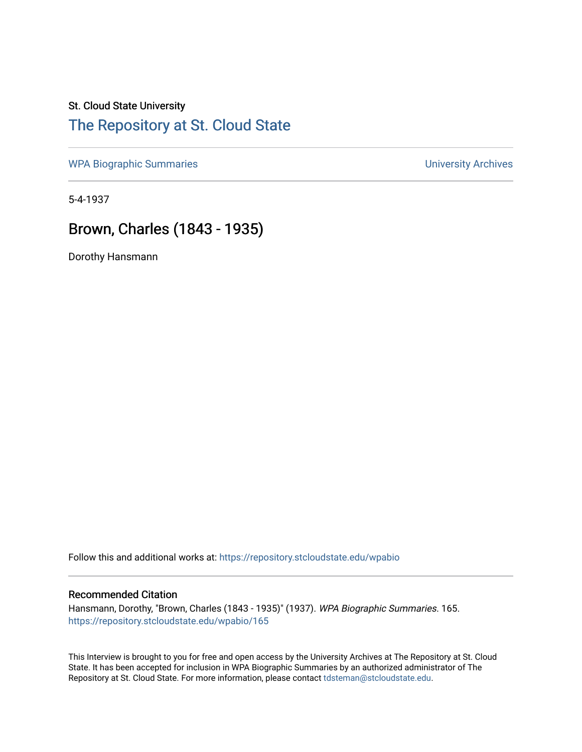St. Cloud State University

## The Repository at St. Cloud State

WPA Biographic Summaries

University Archives

5-4-1937

# Brown, Charles (1843 - 1935)

Dorothy Hansmann

Follow this and additional works at: https://repository.stcloudstate.edu/wpabio

### Recommended Citation

Hansmann, Dorothy, "Brown, Charles (1843 - 1935)" (1937). *WPA Biographic Summaries*. 165.
https://repository.stcloudstate.edu/wpabio/165

This Interview is brought to you for free and open access by the University Archives at The Repository at St. Cloud State. It has been accepted for inclusion in WPA Biographic Summaries by an authorized administrator of The Repository at St. Cloud State. For more information, please contact tdsteman@stcloudstate.edu.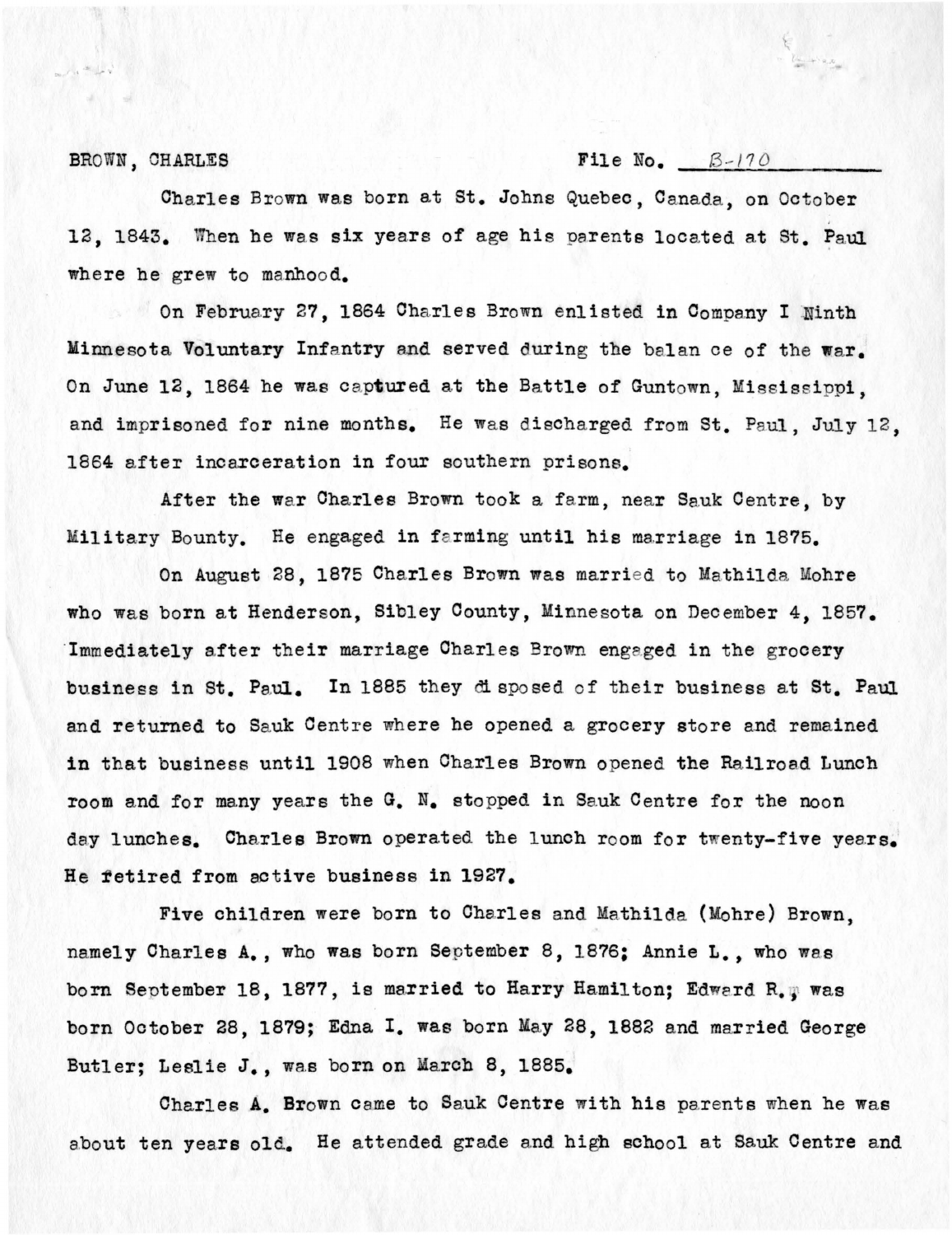BROWN, CHARLES File No. B-170

Charles Brown was born at St. Johns Quebec, Canada, on October 12, 1843. When he was six years of age his parents located at St. Paul where he grew to manhood.

On February 27, 1864 Charles Brown enlisted in Company I Ninth Minnesota Voluntary Infantry and served during the balan ce of the war. On June 12, 1864 he was captured at the Battle of Guntown, Mississippi, and imprisoned for nine months. He was discharged from St. Paul, July 12, 1864 after incarceration in four southern prisons.

After the war Charles Brown took a farm, near Sauk Centre, by Military Bounty. He engaged in farming until his marriage in 1875.

On August 28, 1875 Charles Brown was married to Mathilda Mohre who was born at Henderson, Sibley County, Minnesota on December 4, 1857. Immediately after their marriage Charles Brown engaged in the grocery business in St. Paul. In 1885 they disposed of their business at St. Paul and returned to Sauk Centre where he opened a grocery store and remained in that business until 1908 when Charles Brown opened the Railroad Lunch room and for many years the G. N. stopped in Sauk Centre for the noon day lunches. Charles Brown operated the lunch room for twenty-five years. He retired from active business in 1927.

Five children were born to Charles and Mathilda (Mohre) Brown, namely Charles A., who was born September 8, 1876; Annie L., who was born September 18, 1877, is married to Harry Hamilton; Edward R., was born October 28, 1879; Edna I. was born May 28, 1882 and married George Butler; Leslie J., was born on March 8, 1885.

Charles A. Brown came to Sauk Centre with his parents when he was about ten years old. He attended grade and high school at Sauk Centre and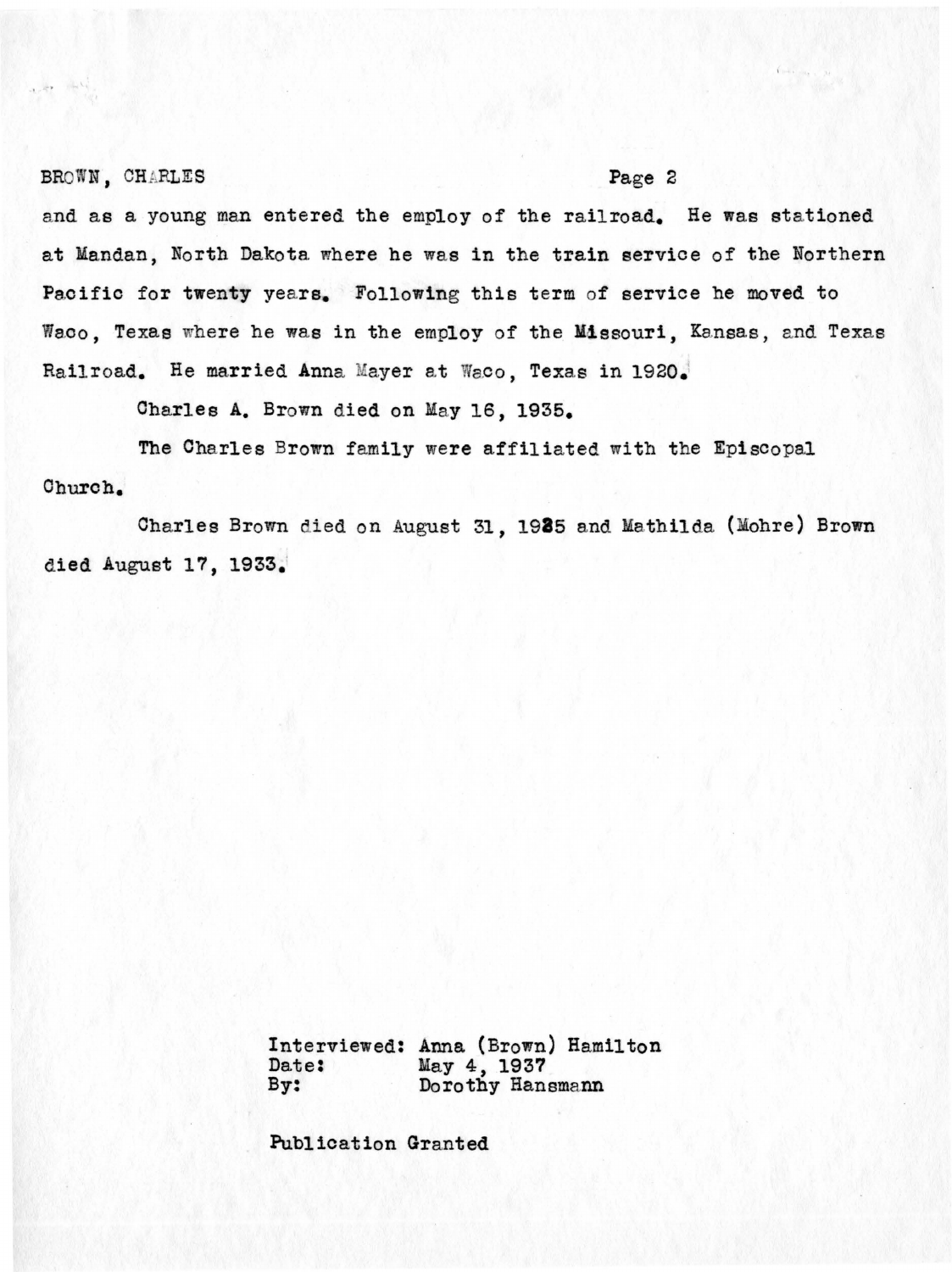and as a young man entered the employ of the railroad. He was stationed at Mandan, North Dakota where he was in the train service of the Northern Pacific for twenty years. Following this term of service he moved to Waco, Texas where he was in the employ of the Missouri, Kansas, and Texas Railroad. He married Anna Mayer at Waco, Texas in 1920.

Charles A. Brown died on May 16, 1935.

The Charles Brown family were affiliated with the Episcopal Church.

Charles Brown died on August 31, 1985 and Mathilda (Mohre) Brown died August 17, 1933.

Interviewed: Anna (Brown) Hamilton
Date: May 4, 1937
By: Dorothy Hansmann

Publication Granted